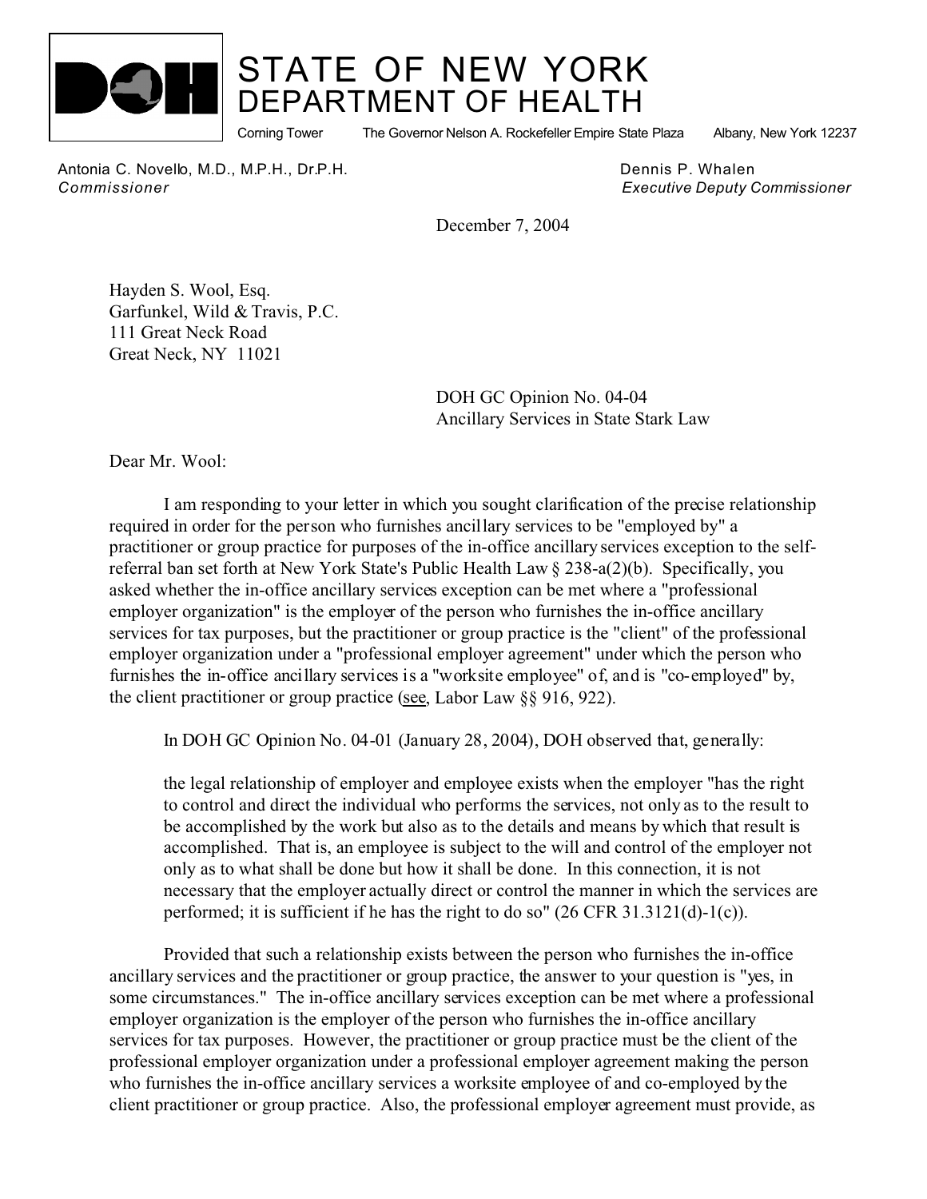# STATE OF NEW YORK
## DEPARTMENT OF HEALTH

Corning Tower The Governor Nelson A. Rockefeller Empire State Plaza Albany, New York 12237

Antonia C. Novello, M.D., M.P.H., Dr.P.H.
*Commissioner*

Dennis P. Whalen
*Executive Deputy Commissioner*

December 7, 2004

Hayden S. Wool, Esq.
Garfunkel, Wild & Travis, P.C.
111 Great Neck Road
Great Neck, NY 11021

DOH GC Opinion No. 04-04
Ancillary Services in State Stark Law

Dear Mr. Wool:

I am responding to your letter in which you sought clarification of the precise relationship required in order for the person who furnishes ancillary services to be "employed by" a practitioner or group practice for purposes of the in-office ancillary services exception to the self-referral ban set forth at New York State's Public Health Law § 238-a(2)(b). Specifically, you asked whether the in-office ancillary services exception can be met where a "professional employer organization" is the employer of the person who furnishes the in-office ancillary services for tax purposes, but the practitioner or group practice is the "client" of the professional employer organization under a "professional employer agreement" under which the person who furnishes the in-office ancillary services is a "worksite employee" of, and is "co-employed" by, the client practitioner or group practice (see, Labor Law §§ 916, 922).

In DOH GC Opinion No. 04-01 (January 28, 2004), DOH observed that, generally:

> the legal relationship of employer and employee exists when the employer "has the right to control and direct the individual who performs the services, not only as to the result to be accomplished by the work but also as to the details and means by which that result is accomplished. That is, an employee is subject to the will and control of the employer not only as to what shall be done but how it shall be done. In this connection, it is not necessary that the employer actually direct or control the manner in which the services are performed; it is sufficient if he has the right to do so" (26 CFR 31.3121(d)-1(c)).

Provided that such a relationship exists between the person who furnishes the in-office ancillary services and the practitioner or group practice, the answer to your question is "yes, in some circumstances." The in-office ancillary services exception can be met where a professional employer organization is the employer of the person who furnishes the in-office ancillary services for tax purposes. However, the practitioner or group practice must be the client of the professional employer organization under a professional employer agreement making the person who furnishes the in-office ancillary services a worksite employee of and co-employed by the client practitioner or group practice. Also, the professional employer agreement must provide, as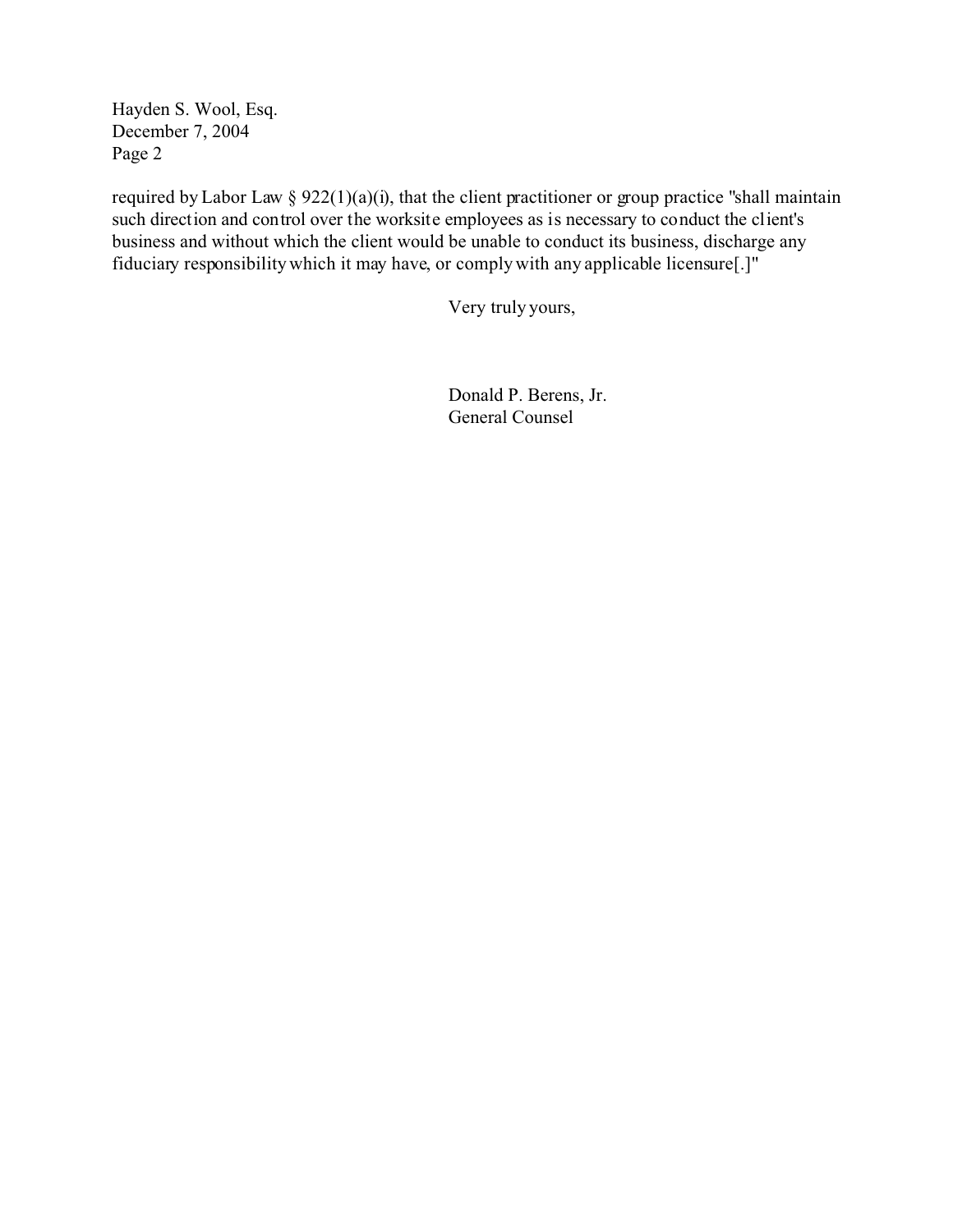required by Labor Law § 922(1)(a)(i), that the client practitioner or group practice "shall maintain such direction and control over the worksite employees as is necessary to conduct the client's business and without which the client would be unable to conduct its business, discharge any fiduciary responsibility which it may have, or comply with any applicable licensure[.]"

Very truly yours,

Donald P. Berens, Jr.
General Counsel